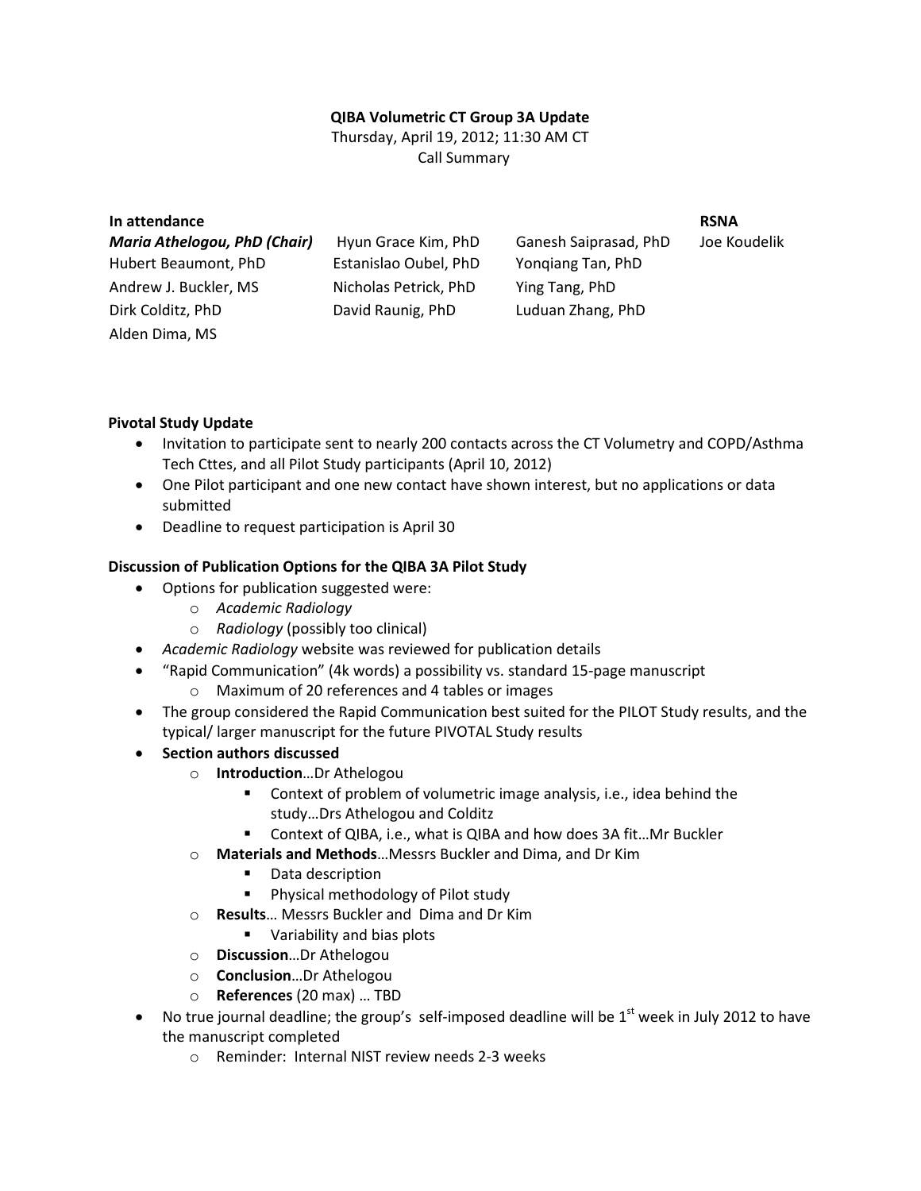**QIBA Volumetric CT Group 3A Update**
Thursday, April 19, 2012; 11:30 AM CT
Call Summary

| **In attendance** | | | **RSNA** |
|---|---|---|---|
| ***Maria Athelogou, PhD (Chair)*** | Hyun Grace Kim, PhD | Ganesh Saiprasad, PhD | Joe Koudelik |
| Hubert Beaumont, PhD | Estanislao Oubel, PhD | Yonqiang Tan, PhD | |
| Andrew J. Buckler, MS | Nicholas Petrick, PhD | Ying Tang, PhD | |
| Dirk Colditz, PhD | David Raunig, PhD | Luduan Zhang, PhD | |
| Alden Dima, MS | | | |

**Pivotal Study Update**

- Invitation to participate sent to nearly 200 contacts across the CT Volumetry and COPD/Asthma Tech Cttes, and all Pilot Study participants (April 10, 2012)
- One Pilot participant and one new contact have shown interest, but no applications or data submitted
- Deadline to request participation is April 30

**Discussion of Publication Options for the QIBA 3A Pilot Study**

- Options for publication suggested were:
  - *Academic Radiology*
  - *Radiology* (possibly too clinical)
- *Academic Radiology* website was reviewed for publication details
- "Rapid Communication" (4k words) a possibility vs. standard 15-page manuscript
  - Maximum of 20 references and 4 tables or images
- The group considered the Rapid Communication best suited for the PILOT Study results, and the typical/ larger manuscript for the future PIVOTAL Study results
- **Section authors discussed**
  - **Introduction**…Dr Athelogou
    - Context of problem of volumetric image analysis, i.e., idea behind the study…Drs Athelogou and Colditz
    - Context of QIBA, i.e., what is QIBA and how does 3A fit…Mr Buckler
  - **Materials and Methods**…Messrs Buckler and Dima, and Dr Kim
    - Data description
    - Physical methodology of Pilot study
  - **Results**… Messrs Buckler and Dima and Dr Kim
    - Variability and bias plots
  - **Discussion**…Dr Athelogou
  - **Conclusion**…Dr Athelogou
  - **References** (20 max) … TBD
- No true journal deadline; the group's self-imposed deadline will be 1st week in July 2012 to have the manuscript completed
  - Reminder: Internal NIST review needs 2-3 weeks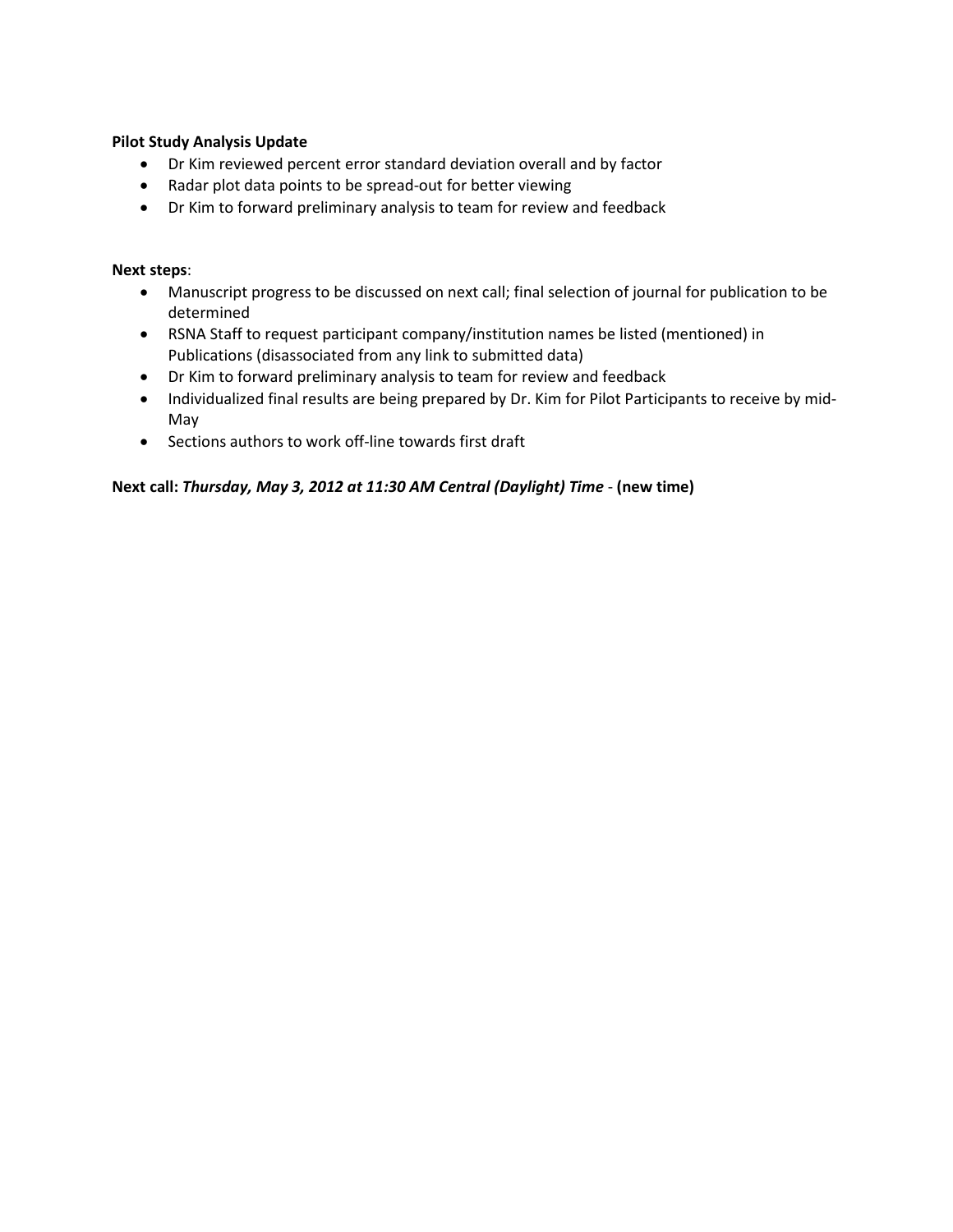**Pilot Study Analysis Update**

- Dr Kim reviewed percent error standard deviation overall and by factor
- Radar plot data points to be spread-out for better viewing
- Dr Kim to forward preliminary analysis to team for review and feedback

**Next steps**:

- Manuscript progress to be discussed on next call; final selection of journal for publication to be determined
- RSNA Staff to request participant company/institution names be listed (mentioned) in Publications (disassociated from any link to submitted data)
- Dr Kim to forward preliminary analysis to team for review and feedback
- Individualized final results are being prepared by Dr. Kim for Pilot Participants to receive by mid-May
- Sections authors to work off-line towards first draft

**Next call:** ***Thursday, May 3, 2012 at 11:30 AM Central (Daylight) Time*** - **(new time)**